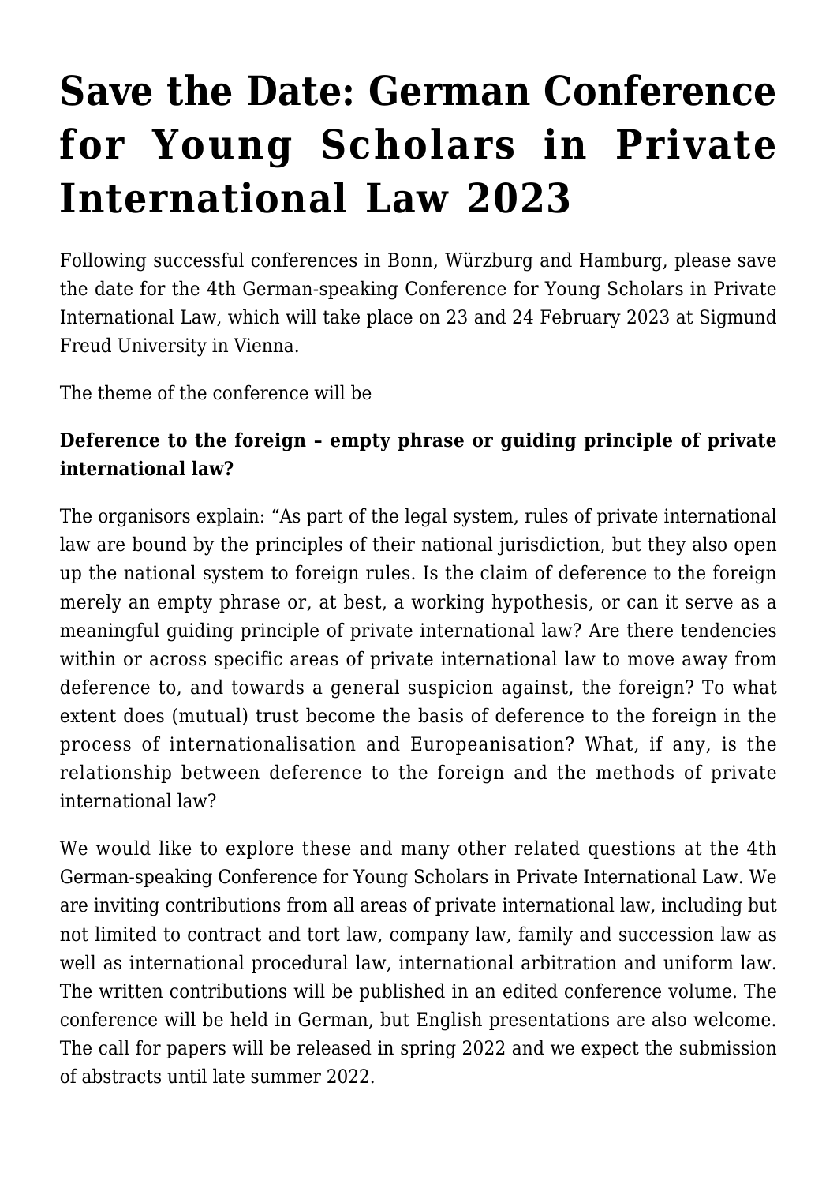# Save the Date: German Conference for Young Scholars in Private International Law 2023

Following successful conferences in Bonn, Würzburg and Hamburg, please save the date for the 4th German-speaking Conference for Young Scholars in Private International Law, which will take place on 23 and 24 February 2023 at Sigmund Freud University in Vienna.

The theme of the conference will be

**Deference to the foreign – empty phrase or guiding principle of private international law?**

The organisors explain: "As part of the legal system, rules of private international law are bound by the principles of their national jurisdiction, but they also open up the national system to foreign rules. Is the claim of deference to the foreign merely an empty phrase or, at best, a working hypothesis, or can it serve as a meaningful guiding principle of private international law? Are there tendencies within or across specific areas of private international law to move away from deference to, and towards a general suspicion against, the foreign? To what extent does (mutual) trust become the basis of deference to the foreign in the process of internationalisation and Europeanisation? What, if any, is the relationship between deference to the foreign and the methods of private international law?

We would like to explore these and many other related questions at the 4th German-speaking Conference for Young Scholars in Private International Law. We are inviting contributions from all areas of private international law, including but not limited to contract and tort law, company law, family and succession law as well as international procedural law, international arbitration and uniform law. The written contributions will be published in an edited conference volume. The conference will be held in German, but English presentations are also welcome. The call for papers will be released in spring 2022 and we expect the submission of abstracts until late summer 2022.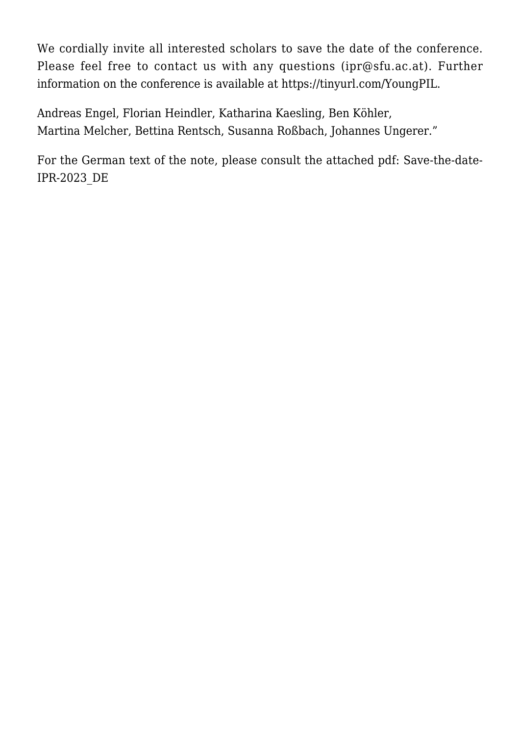We cordially invite all interested scholars to save the date of the conference. Please feel free to contact us with any questions (ipr@sfu.ac.at). Further information on the conference is available at https://tinyurl.com/YoungPIL.

Andreas Engel, Florian Heindler, Katharina Kaesling, Ben Köhler,
Martina Melcher, Bettina Rentsch, Susanna Roßbach, Johannes Ungerer."

For the German text of the note, please consult the attached pdf: Save-the-date-IPR-2023_DE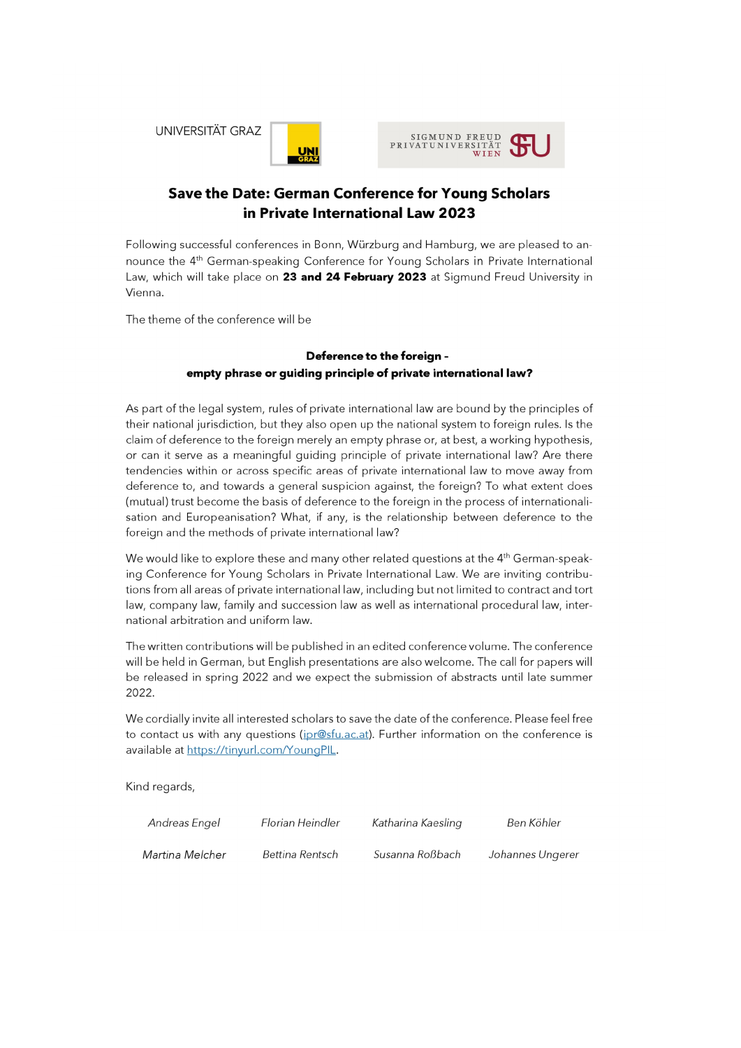UNIVERSITÄT GRAZ

SIGMUND FREUD PRIVATUNIVERSITÄT WIEN

# Save the Date: German Conference for Young Scholars in Private International Law 2023

Following successful conferences in Bonn, Würzburg and Hamburg, we are pleased to announce the 4th German-speaking Conference for Young Scholars in Private International Law, which will take place on **23 and 24 February 2023** at Sigmund Freud University in Vienna.

The theme of the conference will be

**Deference to the foreign – empty phrase or guiding principle of private international law?**

As part of the legal system, rules of private international law are bound by the principles of their national jurisdiction, but they also open up the national system to foreign rules. Is the claim of deference to the foreign merely an empty phrase or, at best, a working hypothesis, or can it serve as a meaningful guiding principle of private international law? Are there tendencies within or across specific areas of private international law to move away from deference to, and towards a general suspicion against, the foreign? To what extent does (mutual) trust become the basis of deference to the foreign in the process of internationalisation and Europeanisation? What, if any, is the relationship between deference to the foreign and the methods of private international law?

We would like to explore these and many other related questions at the 4th German-speaking Conference for Young Scholars in Private International Law. We are inviting contributions from all areas of private international law, including but not limited to contract and tort law, company law, family and succession law as well as international procedural law, international arbitration and uniform law.

The written contributions will be published in an edited conference volume. The conference will be held in German, but English presentations are also welcome. The call for papers will be released in spring 2022 and we expect the submission of abstracts until late summer 2022.

We cordially invite all interested scholars to save the date of the conference. Please feel free to contact us with any questions ([ipr@sfu.ac.at](mailto:ipr@sfu.ac.at)). Further information on the conference is available at [https://tinyurl.com/YoungPIL](https://tinyurl.com/YoungPIL).

Kind regards,

*Andreas Engel* *Florian Heindler* *Katharina Kaesling* *Ben Köhler*

*Martina Melcher* *Bettina Rentsch* *Susanna Roßbach* *Johannes Ungerer*